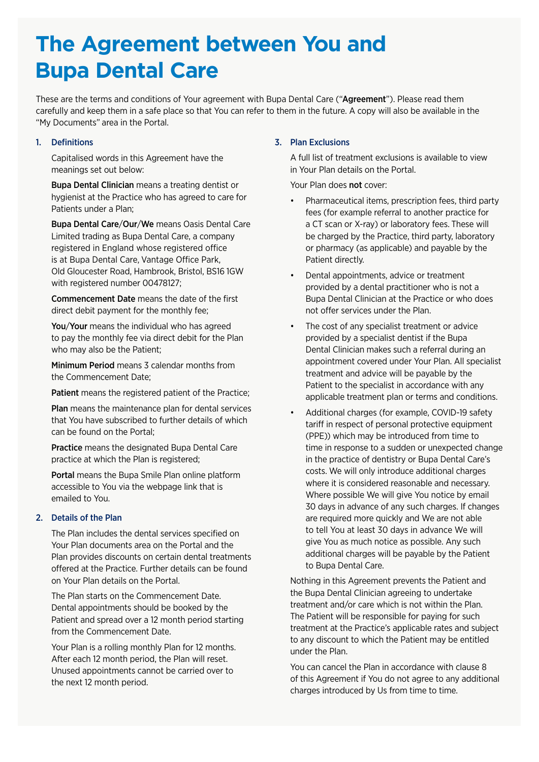# The Agreement between You and Bupa Dental Care

These are the terms and conditions of Your agreement with Bupa Dental Care ("**Agreement**"). Please read them carefully and keep them in a safe place so that You can refer to them in the future. A copy will also be available in the "My Documents" area in the Portal.

## 1. Definitions

Capitalised words in this Agreement have the meanings set out below:

**Bupa Dental Clinician** means a treating dentist or hygienist at the Practice who has agreed to care for Patients under a Plan;

**Bupa Dental Care**/**Our**/**We** means Oasis Dental Care Limited trading as Bupa Dental Care, a company registered in England whose registered office is at Bupa Dental Care, Vantage Office Park, Old Gloucester Road, Hambrook, Bristol, BS16 1GW with registered number 00478127;

**Commencement Date** means the date of the first direct debit payment for the monthly fee;

**You**/**Your** means the individual who has agreed to pay the monthly fee via direct debit for the Plan who may also be the Patient;

**Minimum Period** means 3 calendar months from the Commencement Date;

**Patient** means the registered patient of the Practice;

**Plan** means the maintenance plan for dental services that You have subscribed to further details of which can be found on the Portal;

**Practice** means the designated Bupa Dental Care practice at which the Plan is registered;

**Portal** means the Bupa Smile Plan online platform accessible to You via the webpage link that is emailed to You.

## 2. Details of the Plan

The Plan includes the dental services specified on Your Plan documents area on the Portal and the Plan provides discounts on certain dental treatments offered at the Practice. Further details can be found on Your Plan details on the Portal.

The Plan starts on the Commencement Date. Dental appointments should be booked by the Patient and spread over a 12 month period starting from the Commencement Date.

Your Plan is a rolling monthly Plan for 12 months. After each 12 month period, the Plan will reset. Unused appointments cannot be carried over to the next 12 month period.

## 3. Plan Exclusions

A full list of treatment exclusions is available to view in Your Plan details on the Portal.

Your Plan does **not** cover:

- Pharmaceutical items, prescription fees, third party fees (for example referral to another practice for a CT scan or X-ray) or laboratory fees. These will be charged by the Practice, third party, laboratory or pharmacy (as applicable) and payable by the Patient directly.
- Dental appointments, advice or treatment provided by a dental practitioner who is not a Bupa Dental Clinician at the Practice or who does not offer services under the Plan.
- The cost of any specialist treatment or advice provided by a specialist dentist if the Bupa Dental Clinician makes such a referral during an appointment covered under Your Plan. All specialist treatment and advice will be payable by the Patient to the specialist in accordance with any applicable treatment plan or terms and conditions.
- Additional charges (for example, COVID-19 safety tariff in respect of personal protective equipment (PPE)) which may be introduced from time to time in response to a sudden or unexpected change in the practice of dentistry or Bupa Dental Care's costs. We will only introduce additional charges where it is considered reasonable and necessary. Where possible We will give You notice by email 30 days in advance of any such charges. If changes are required more quickly and We are not able to tell You at least 30 days in advance We will give You as much notice as possible. Any such additional charges will be payable by the Patient to Bupa Dental Care.

Nothing in this Agreement prevents the Patient and the Bupa Dental Clinician agreeing to undertake treatment and/or care which is not within the Plan. The Patient will be responsible for paying for such treatment at the Practice's applicable rates and subject to any discount to which the Patient may be entitled under the Plan.

You can cancel the Plan in accordance with clause 8 of this Agreement if You do not agree to any additional charges introduced by Us from time to time.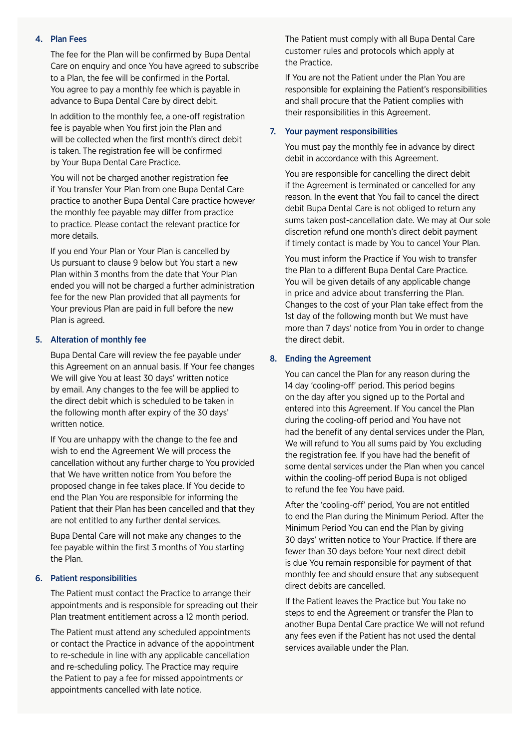## 4. Plan Fees

The fee for the Plan will be confirmed by Bupa Dental Care on enquiry and once You have agreed to subscribe to a Plan, the fee will be confirmed in the Portal. You agree to pay a monthly fee which is payable in advance to Bupa Dental Care by direct debit.

In addition to the monthly fee, a one-off registration fee is payable when You first join the Plan and will be collected when the first month's direct debit is taken. The registration fee will be confirmed by Your Bupa Dental Care Practice.

You will not be charged another registration fee if You transfer Your Plan from one Bupa Dental Care practice to another Bupa Dental Care practice however the monthly fee payable may differ from practice to practice. Please contact the relevant practice for more details.

If you end Your Plan or Your Plan is cancelled by Us pursuant to clause 9 below but You start a new Plan within 3 months from the date that Your Plan ended you will not be charged a further administration fee for the new Plan provided that all payments for Your previous Plan are paid in full before the new Plan is agreed.

## 5. Alteration of monthly fee

Bupa Dental Care will review the fee payable under this Agreement on an annual basis. If Your fee changes We will give You at least 30 days' written notice by email. Any changes to the fee will be applied to the direct debit which is scheduled to be taken in the following month after expiry of the 30 days' written notice.

If You are unhappy with the change to the fee and wish to end the Agreement We will process the cancellation without any further charge to You provided that We have written notice from You before the proposed change in fee takes place. If You decide to end the Plan You are responsible for informing the Patient that their Plan has been cancelled and that they are not entitled to any further dental services.

Bupa Dental Care will not make any changes to the fee payable within the first 3 months of You starting the Plan.

## 6. Patient responsibilities

The Patient must contact the Practice to arrange their appointments and is responsible for spreading out their Plan treatment entitlement across a 12 month period.

The Patient must attend any scheduled appointments or contact the Practice in advance of the appointment to re-schedule in line with any applicable cancellation and re-scheduling policy. The Practice may require the Patient to pay a fee for missed appointments or appointments cancelled with late notice.

The Patient must comply with all Bupa Dental Care customer rules and protocols which apply at the Practice.

If You are not the Patient under the Plan You are responsible for explaining the Patient's responsibilities and shall procure that the Patient complies with their responsibilities in this Agreement.

## 7. Your payment responsibilities

You must pay the monthly fee in advance by direct debit in accordance with this Agreement.

You are responsible for cancelling the direct debit if the Agreement is terminated or cancelled for any reason. In the event that You fail to cancel the direct debit Bupa Dental Care is not obliged to return any sums taken post-cancellation date. We may at Our sole discretion refund one month's direct debit payment if timely contact is made by You to cancel Your Plan.

You must inform the Practice if You wish to transfer the Plan to a different Bupa Dental Care Practice. You will be given details of any applicable change in price and advice about transferring the Plan. Changes to the cost of your Plan take effect from the 1st day of the following month but We must have more than 7 days' notice from You in order to change the direct debit.

## 8. Ending the Agreement

You can cancel the Plan for any reason during the 14 day 'cooling-off' period. This period begins on the day after you signed up to the Portal and entered into this Agreement. If You cancel the Plan during the cooling-off period and You have not had the benefit of any dental services under the Plan, We will refund to You all sums paid by You excluding the registration fee. If you have had the benefit of some dental services under the Plan when you cancel within the cooling-off period Bupa is not obliged to refund the fee You have paid.

After the 'cooling-off' period, You are not entitled to end the Plan during the Minimum Period. After the Minimum Period You can end the Plan by giving 30 days' written notice to Your Practice. If there are fewer than 30 days before Your next direct debit is due You remain responsible for payment of that monthly fee and should ensure that any subsequent direct debits are cancelled.

If the Patient leaves the Practice but You take no steps to end the Agreement or transfer the Plan to another Bupa Dental Care practice We will not refund any fees even if the Patient has not used the dental services available under the Plan.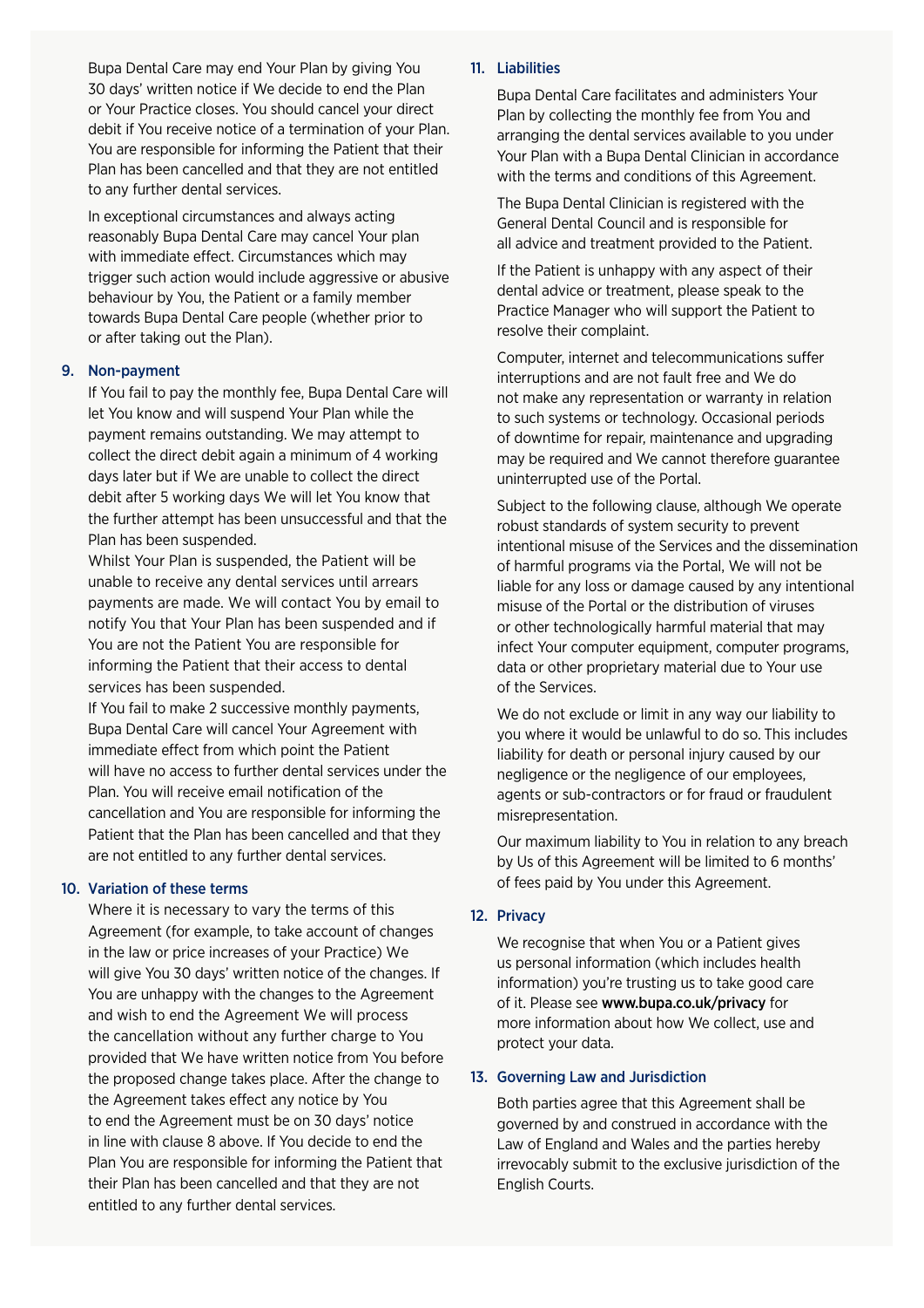Bupa Dental Care may end Your Plan by giving You 30 days' written notice if We decide to end the Plan or Your Practice closes. You should cancel your direct debit if You receive notice of a termination of your Plan. You are responsible for informing the Patient that their Plan has been cancelled and that they are not entitled to any further dental services.

In exceptional circumstances and always acting reasonably Bupa Dental Care may cancel Your plan with immediate effect. Circumstances which may trigger such action would include aggressive or abusive behaviour by You, the Patient or a family member towards Bupa Dental Care people (whether prior to or after taking out the Plan).

## 9. Non-payment

If You fail to pay the monthly fee, Bupa Dental Care will let You know and will suspend Your Plan while the payment remains outstanding. We may attempt to collect the direct debit again a minimum of 4 working days later but if We are unable to collect the direct debit after 5 working days We will let You know that the further attempt has been unsuccessful and that the Plan has been suspended.

Whilst Your Plan is suspended, the Patient will be unable to receive any dental services until arrears payments are made. We will contact You by email to notify You that Your Plan has been suspended and if You are not the Patient You are responsible for informing the Patient that their access to dental services has been suspended.

If You fail to make 2 successive monthly payments, Bupa Dental Care will cancel Your Agreement with immediate effect from which point the Patient will have no access to further dental services under the Plan. You will receive email notification of the cancellation and You are responsible for informing the Patient that the Plan has been cancelled and that they are not entitled to any further dental services.

## 10. Variation of these terms

Where it is necessary to vary the terms of this Agreement (for example, to take account of changes in the law or price increases of your Practice) We will give You 30 days' written notice of the changes. If You are unhappy with the changes to the Agreement and wish to end the Agreement We will process the cancellation without any further charge to You provided that We have written notice from You before the proposed change takes place. After the change to the Agreement takes effect any notice by You to end the Agreement must be on 30 days' notice in line with clause 8 above. If You decide to end the Plan You are responsible for informing the Patient that their Plan has been cancelled and that they are not entitled to any further dental services.

## 11. Liabilities

Bupa Dental Care facilitates and administers Your Plan by collecting the monthly fee from You and arranging the dental services available to you under Your Plan with a Bupa Dental Clinician in accordance with the terms and conditions of this Agreement.

The Bupa Dental Clinician is registered with the General Dental Council and is responsible for all advice and treatment provided to the Patient.

If the Patient is unhappy with any aspect of their dental advice or treatment, please speak to the Practice Manager who will support the Patient to resolve their complaint.

Computer, internet and telecommunications suffer interruptions and are not fault free and We do not make any representation or warranty in relation to such systems or technology. Occasional periods of downtime for repair, maintenance and upgrading may be required and We cannot therefore guarantee uninterrupted use of the Portal.

Subject to the following clause, although We operate robust standards of system security to prevent intentional misuse of the Services and the dissemination of harmful programs via the Portal, We will not be liable for any loss or damage caused by any intentional misuse of the Portal or the distribution of viruses or other technologically harmful material that may infect Your computer equipment, computer programs, data or other proprietary material due to Your use of the Services.

We do not exclude or limit in any way our liability to you where it would be unlawful to do so. This includes liability for death or personal injury caused by our negligence or the negligence of our employees, agents or sub-contractors or for fraud or fraudulent misrepresentation.

Our maximum liability to You in relation to any breach by Us of this Agreement will be limited to 6 months' of fees paid by You under this Agreement.

## 12. Privacy

We recognise that when You or a Patient gives us personal information (which includes health information) you're trusting us to take good care of it. Please see **www.bupa.co.uk/privacy** for more information about how We collect, use and protect your data.

## 13. Governing Law and Jurisdiction

Both parties agree that this Agreement shall be governed by and construed in accordance with the Law of England and Wales and the parties hereby irrevocably submit to the exclusive jurisdiction of the English Courts.